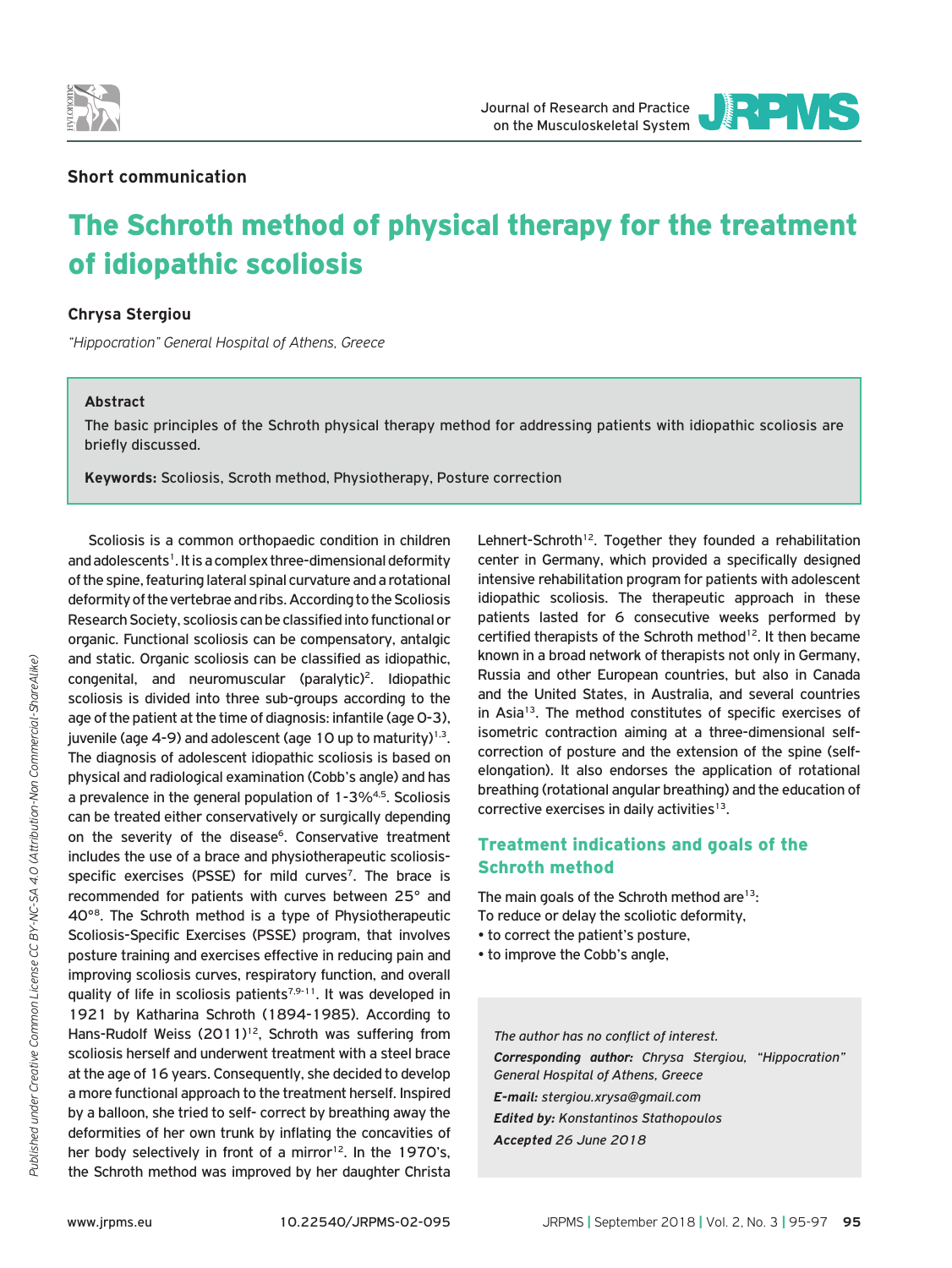## Short communication

# The Schroth method of physical therapy for the treatment of idiopathic scoliosis

**Chrysa Stergiou**

*"Hippocration" General Hospital of Athens, Greece*

### Abstract

The basic principles of the Schroth physical therapy method for addressing patients with idiopathic scoliosis are briefly discussed.

**Keywords:** Scoliosis, Scroth method, Physiotherapy, Posture correction

Scoliosis is a common orthopaedic condition in children and adolescents[1]. It is a complex three-dimensional deformity of the spine, featuring lateral spinal curvature and a rotational deformity of the vertebrae and ribs. According to the Scoliosis Research Society, scoliosis can be classified into functional or organic. Functional scoliosis can be compensatory, antalgic and static. Organic scoliosis can be classified as idiopathic, congenital, and neuromuscular (paralytic)[2]. Idiopathic scoliosis is divided into three sub-groups according to the age of the patient at the time of diagnosis: infantile (age 0-3), juvenile (age 4-9) and adolescent (age 10 up to maturity)[1,3]. The diagnosis of adolescent idiopathic scoliosis is based on physical and radiological examination (Cobb's angle) and has a prevalence in the general population of 1-3%[4,5]. Scoliosis can be treated either conservatively or surgically depending on the severity of the disease[6]. Conservative treatment includes the use of a brace and physiotherapeutic scoliosis-specific exercises (PSSE) for mild curves[7]. The brace is recommended for patients with curves between 25° and 40°[8]. The Schroth method is a type of Physiotherapeutic Scoliosis-Specific Exercises (PSSE) program, that involves posture training and exercises effective in reducing pain and improving scoliosis curves, respiratory function, and overall quality of life in scoliosis patients[7,9-11]. It was developed in 1921 by Katharina Schroth (1894-1985). According to Hans-Rudolf Weiss (2011)[12], Schroth was suffering from scoliosis herself and underwent treatment with a steel brace at the age of 16 years. Consequently, she decided to develop a more functional approach to the treatment herself. Inspired by a balloon, she tried to self- correct by breathing away the deformities of her own trunk by inflating the concavities of her body selectively in front of a mirror[12]. In the 1970's, the Schroth method was improved by her daughter Christa Lehnert-Schroth[12]. Together they founded a rehabilitation center in Germany, which provided a specifically designed intensive rehabilitation program for patients with adolescent idiopathic scoliosis. The therapeutic approach in these patients lasted for 6 consecutive weeks performed by certified therapists of the Schroth method[12]. It then became known in a broad network of therapists not only in Germany, Russia and other European countries, but also in Canada and the United States, in Australia, and several countries in Asia[13]. The method constitutes of specific exercises of isometric contraction aiming at a three-dimensional self-correction of posture and the extension of the spine (self-elongation). It also endorses the application of rotational breathing (rotational angular breathing) and the education of corrective exercises in daily activities[13].

## Treatment indications and goals of the Schroth method

The main goals of the Schroth method are[13]:
To reduce or delay the scoliotic deformity,

- to correct the patient's posture,
- to improve the Cobb's angle,

*The author has no conflict of interest.*

***Corresponding author:*** *Chrysa Stergiou, "Hippocration" General Hospital of Athens, Greece*

***E-mail:*** *stergiou.xrysa@gmail.com*

***Edited by:*** *Konstantinos Stathopoulos*

***Accepted*** *26 June 2018*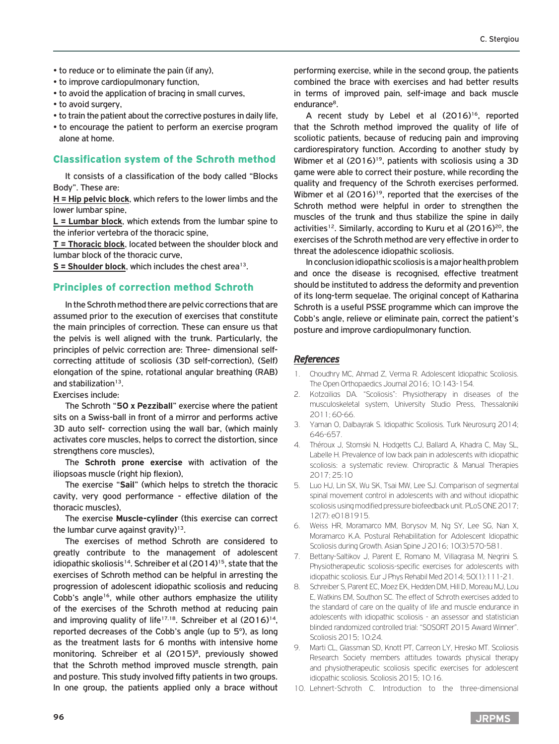- to reduce or to eliminate the pain (if any),
- to improve cardiopulmonary function,
- to avoid the application of bracing in small curves,
- to avoid surgery,
- to train the patient about the corrective postures in daily life,
- to encourage the patient to perform an exercise program alone at home.

## Classification system of the Schroth method

It consists of a classification of the body called "Blocks Body". These are:

**H = Hip pelvic block**, which refers to the lower limbs and the lower lumbar spine,

**L = Lumbar block**, which extends from the lumbar spine to the inferior vertebra of the thoracic spine,

**T = Thoracic block**, located between the shoulder block and lumbar block of the thoracic curve,

**S = Shoulder block**, which includes the chest area[13].

## Principles of correction method Schroth

In the Schroth method there are pelvic corrections that are assumed prior to the execution of exercises that constitute the main principles of correction. These can ensure us that the pelvis is well aligned with the trunk. Particularly, the principles of pelvic correction are: Three- dimensional self-correcting attitude of scoliosis (3D self-correction), (Self) elongation of the spine, rotational angular breathing (RAB) and stabilization[13].

Exercises include:

The Schroth "**50 x Pezziball**" exercise where the patient sits on a Swiss-ball in front of a mirror and performs active 3D auto self- correction using the wall bar, (which mainly activates core muscles, helps to correct the distortion, since strengthens core muscles),

The **Schroth prone exercise** with activation of the iliopsoas muscle (right hip flexion),

The exercise "**Sail**" (which helps to stretch the thoracic cavity, very good performance - effective dilation of the thoracic muscles),

The exercise **Muscle-cylinder** (this exercise can correct the lumbar curve against gravity)[13].

The exercises of method Schroth are considered to greatly contribute to the management of adolescent idiopathic skoliosis[14]. Schreiber et al (2014)[15], state that the exercises of Schroth method can be helpful in arresting the progression of adolescent idiopathic scoliosis and reducing Cobb's angle[16], while other authors emphasize the utility of the exercises of the Schroth method at reducing pain and improving quality of life[17,18]. Schreiber et al (2016)[14], reported decreases of the Cobb's angle (up to 5°), as long as the treatment lasts for 6 months with intensive home monitoring. Schreiber et al (2015)[8], previously showed that the Schroth method improved muscle strength, pain and posture. This study involved fifty patients in two groups. In one group, the patients applied only a brace without performing exercise, while in the second group, the patients combined the brace with exercises and had better results in terms of improved pain, self-image and back muscle endurance[8].

A recent study by Lebel et al (2016)[16], reported that the Schroth method improved the quality of life of scoliotic patients, because of reducing pain and improving cardiorespiratory function. According to another study by Wibmer et al (2016)[19], patients with scoliosis using a 3D game were able to correct their posture, while recording the quality and frequency of the Schroth exercises performed. Wibmer et al (2016)[19], reported that the exercises of the Schroth method were helpful in order to strengthen the muscles of the trunk and thus stabilize the spine in daily activities[12]. Similarly, according to Kuru et al (2016)[20], the exercises of the Schroth method are very effective in order to threat the adolescence idiopathic scoliosis.

In conclusion idiopathic scoliosis is a major health problem and once the disease is recognised, effective treatment should be instituted to address the deformity and prevention of its long-term sequelae. The original concept of Katharina Schroth is a useful PSSE programme which can improve the Cobb's angle, relieve or eliminate pain, correct the patient's posture and improve cardiopulmonary function.

## *References*

1. Choudhry MC, Ahmad Z, Verma R. Adolescent Idiopathic Scoliosis. The Open Orthopaedics Journal 2016; 10:143-154.
2. Kotzailias DA. "Scoliosis": Physiotherapy in diseases of the musculoskeletal system, University Studio Press, Thessaloniki 2011; 60-66.
3. Yaman O, Dalbayrak S. Idiopathic Scoliosis. Turk Neurosurg 2014; 646-657.
4. Théroux J, Stomski N, Hodgetts CJ, Ballard A, Khadra C, May SL, Labelle H. Prevalence of low back pain in adolescents with idiopathic scoliosis: a systematic review. Chiropractic & Manual Therapies 2017; 25:10
5. Luo HJ, Lin SX, Wu SK, Tsai MW, Lee SJ. Comparison of segmental spinal movement control in adolescents with and without idiopathic scoliosis using modified pressure biofeedback unit. PLoS ONE 2017; 12(7): e0181915.
6. Weiss HR, Moramarco MM, Borysov M, Ng SY, Lee SG, Nan X, Moramarco K.A. Postural Rehabilitation for Adolescent Idiopathic Scoliosis during Growth. Asian Spine J 2016; 10(3):570-581.
7. Bettany-Saltikov J, Parent E, Romano M, Villagrasa M, Negrini S. Physiotherapeutic scoliosis-specific exercises for adolescents with idiopathic scoliosis. Eur J Phys Rehabil Med 2014; 50(1):111-21.
8. Schreiber S, Parent EC, Moez EK, Hedden DM, Hill D, Moreau MJ, Lou E, Watkins EM, Southon SC. The effect of Schroth exercises added to the standard of care on the quality of life and muscle endurance in adolescents with idiopathic scoliosis - an assessor and statistician blinded randomized controlled trial: "SOSORT 2015 Award Winner". Scoliosis 2015; 10:24.
9. Marti CL, Glassman SD, Knott PT, Carreon LY, Hresko MT. Scoliosis Research Society members attitudes towards physical therapy and physiotherapeutic scoliosis specific exercises for adolescent idiopathic scoliosis. Scoliosis 2015; 10:16.
10. Lehnert-Schroth C. Introduction to the three-dimensional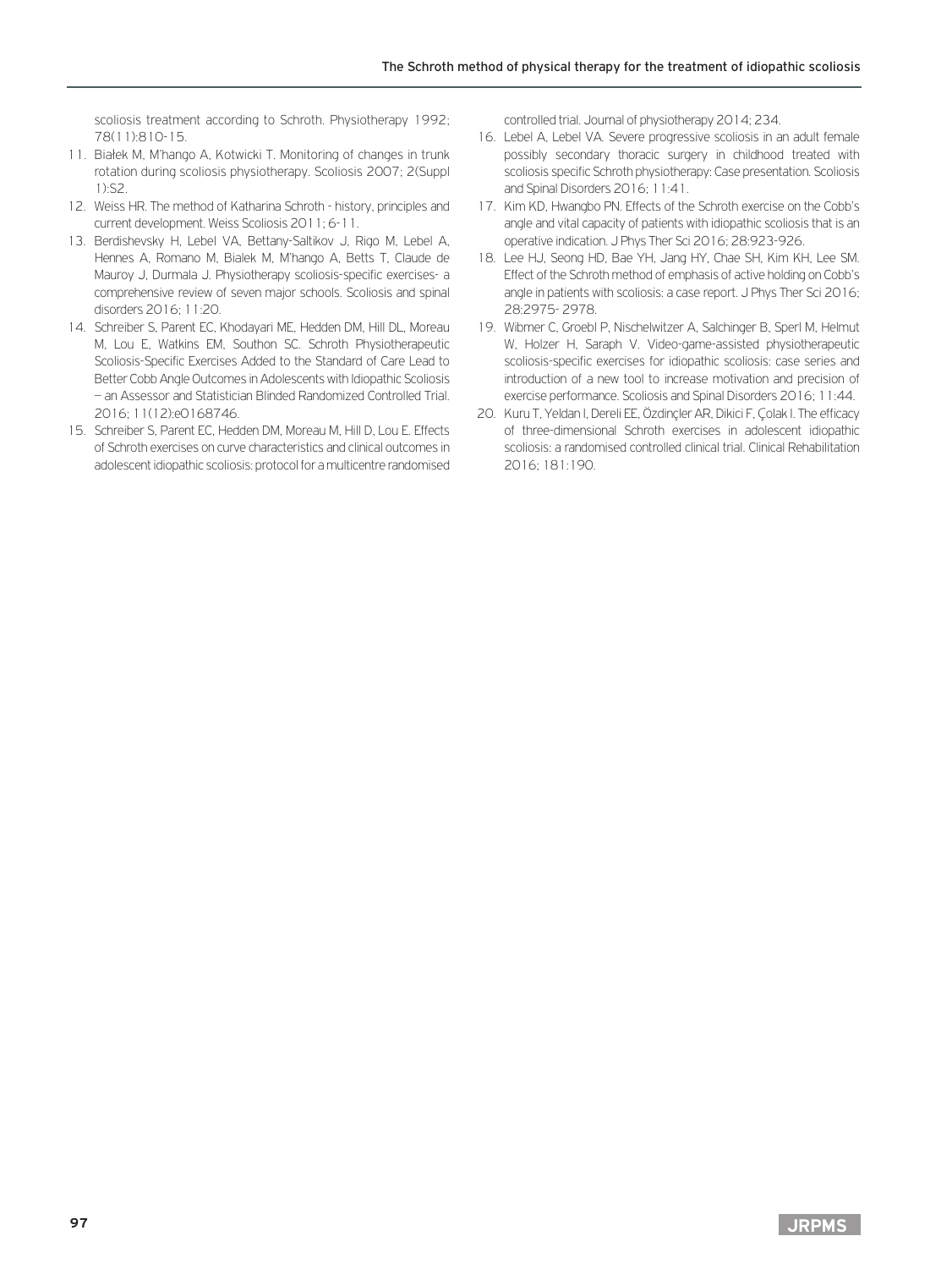scoliosis treatment according to Schroth. Physiotherapy 1992; 78(11):810-15.

11. Białek M, M'hango A, Kotwicki T. Monitoring of changes in trunk rotation during scoliosis physiotherapy. Scoliosis 2007; 2(Suppl 1):S2.
12. Weiss HR. The method of Katharina Schroth - history, principles and current development. Weiss Scoliosis 2011; 6-11.
13. Berdishevsky H, Lebel VA, Bettany-Saltikov J, Rigo M, Lebel A, Hennes A, Romano M, Bialek M, M'hango A, Betts T, Claude de Mauroy J, Durmala J. Physiotherapy scoliosis-specific exercises- a comprehensive review of seven major schools. Scoliosis and spinal disorders 2016; 11:20.
14. Schreiber S, Parent EC, Khodayari ME, Hedden DM, Hill DL, Moreau M, Lou E, Watkins EM, Southon SC. Schroth Physiotherapeutic Scoliosis-Specific Exercises Added to the Standard of Care Lead to Better Cobb Angle Outcomes in Adolescents with Idiopathic Scoliosis – an Assessor and Statistician Blinded Randomized Controlled Trial. 2016; 11(12):e0168746.
15. Schreiber S, Parent EC, Hedden DM, Moreau M, Hill D, Lou E. Effects of Schroth exercises on curve characteristics and clinical outcomes in adolescent idiopathic scoliosis: protocol for a multicentre randomised controlled trial. Journal of physiotherapy 2014; 234.
16. Lebel A, Lebel VA. Severe progressive scoliosis in an adult female possibly secondary thoracic surgery in childhood treated with scoliosis specific Schroth physiotherapy: Case presentation. Scoliosis and Spinal Disorders 2016; 11:41.
17. Kim KD, Hwangbo PN. Effects of the Schroth exercise on the Cobb's angle and vital capacity of patients with idiopathic scoliosis that is an operative indication. J Phys Ther Sci 2016; 28:923-926.
18. Lee HJ, Seong HD, Bae YH, Jang HY, Chae SH, Kim KH, Lee SM. Effect of the Schroth method of emphasis of active holding on Cobb's angle in patients with scoliosis: a case report. J Phys Ther Sci 2016; 28:2975- 2978.
19. Wibmer C, Groebl P, Nischelwitzer A, Salchinger B, Sperl M, Helmut W, Holzer H, Saraph V. Video-game-assisted physiotherapeutic scoliosis-specific exercises for idiopathic scoliosis: case series and introduction of a new tool to increase motivation and precision of exercise performance. Scoliosis and Spinal Disorders 2016; 11:44.
20. Kuru T, Yeldan I, Dereli EE, Özdinçler AR, Dikici F, Çolak I. The efficacy of three-dimensional Schroth exercises in adolescent idiopathic scoliosis: a randomised controlled clinical trial. Clinical Rehabilitation 2016; 181:190.